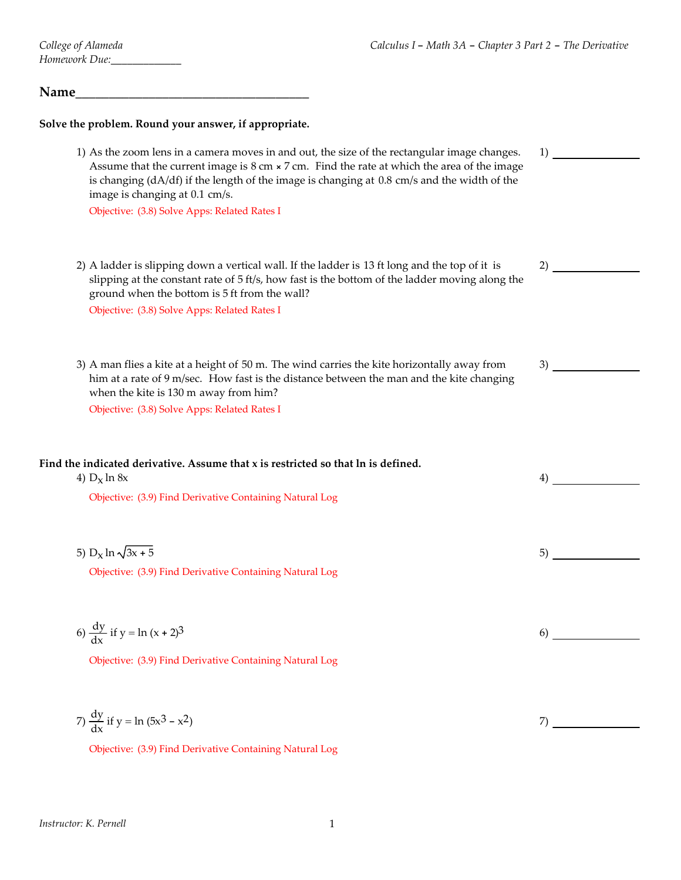College of Alameda
Homework Due:____________

**Name**____________________________________

**Solve the problem. Round your answer, if appropriate.**

1) As the zoom lens in a camera moves in and out, the size of the rectangular image changes. Assume that the current image is 8 cm × 7 cm. Find the rate at which the area of the image is changing (dA/df) if the length of the image is changing at 0.8 cm/s and the width of the image is changing at 0.1 cm/s.

Objective: (3.8) Solve Apps: Related Rates I

1) ______________

2) A ladder is slipping down a vertical wall. If the ladder is 13 ft long and the top of it is slipping at the constant rate of 5 ft/s, how fast is the bottom of the ladder moving along the ground when the bottom is 5 ft from the wall?

Objective: (3.8) Solve Apps: Related Rates I

2) ______________

3) A man flies a kite at a height of 50 m. The wind carries the kite horizontally away from him at a rate of 9 m/sec. How fast is the distance between the man and the kite changing when the kite is 130 m away from him?

Objective: (3.8) Solve Apps: Related Rates I

3) ______________

**Find the indicated derivative. Assume that x is restricted so that ln is defined.**

4) $D_x \ln 8x$

Objective: (3.9) Find Derivative Containing Natural Log

4) ______________

5) $D_x \ln \sqrt{3x + 5}$

Objective: (3.9) Find Derivative Containing Natural Log

5) ______________

6) $\dfrac{dy}{dx}$ if $y = \ln (x + 2)^3$

Objective: (3.9) Find Derivative Containing Natural Log

6) ______________

7) $\dfrac{dy}{dx}$ if $y = \ln (5x^3 - x^2)$

Objective: (3.9) Find Derivative Containing Natural Log

7) ______________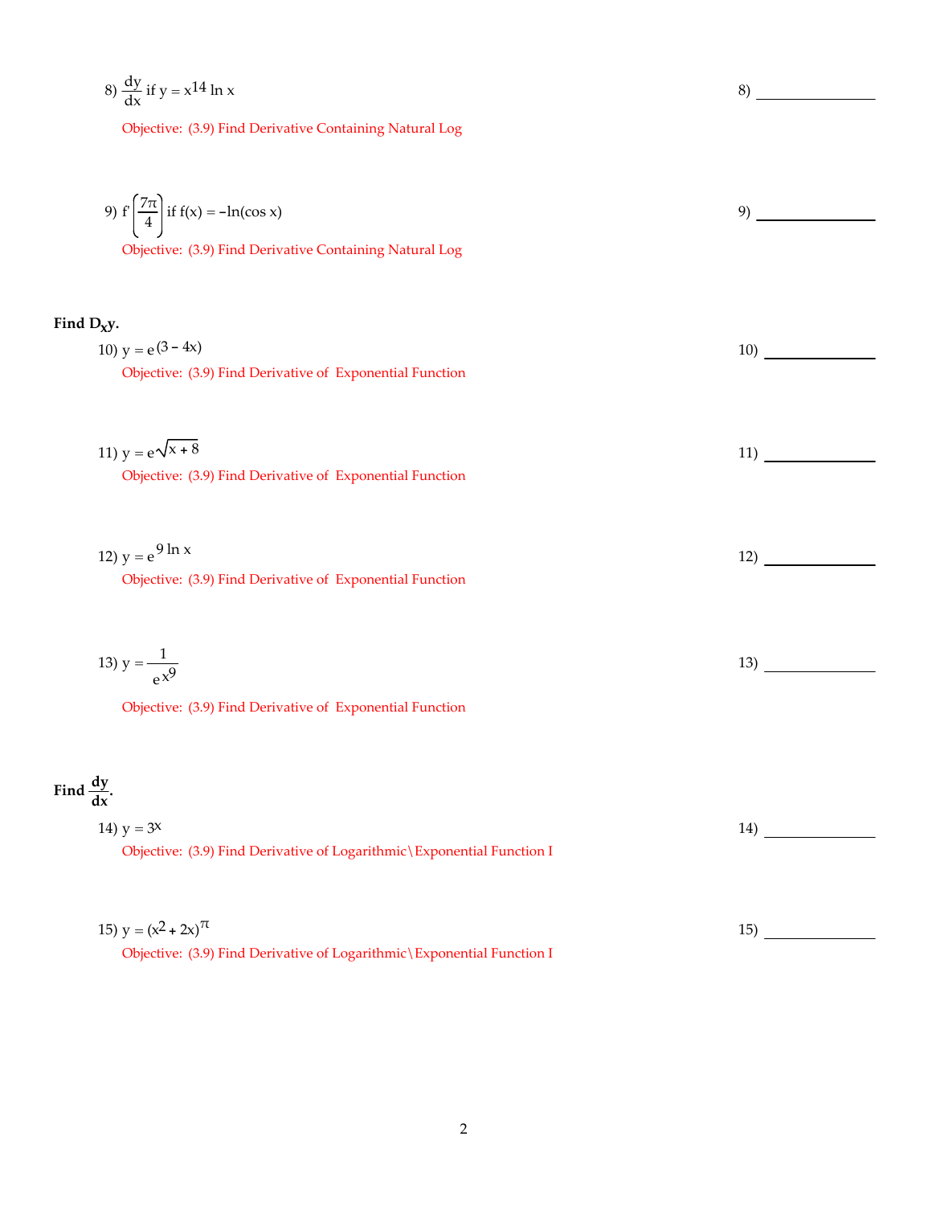8) $\frac{dy}{dx}$ if $y = x^{14} \ln x$ 8) ______________

Objective: (3.9) Find Derivative Containing Natural Log

9) $f'\left(\frac{7\pi}{4}\right)$ if $f(x) = -\ln(\cos x)$ 9) ______________

Objective: (3.9) Find Derivative Containing Natural Log

**Find $D_x y$.**

10) $y = e^{(3 - 4x)}$ 10) ______________

Objective: (3.9) Find Derivative of Exponential Function

11) $y = e^{\sqrt{x + 8}}$ 11) ______________

Objective: (3.9) Find Derivative of Exponential Function

12) $y = e^{9 \ln x}$ 12) ______________

Objective: (3.9) Find Derivative of Exponential Function

13) $y = \frac{1}{e^{x^9}}$ 13) ______________

Objective: (3.9) Find Derivative of Exponential Function

**Find $\frac{dy}{dx}$.**

14) $y = 3^x$ 14) ______________

Objective: (3.9) Find Derivative of Logarithmic\Exponential Function I

15) $y = (x^2 + 2x)^{\pi}$ 15) ______________

Objective: (3.9) Find Derivative of Logarithmic\Exponential Function I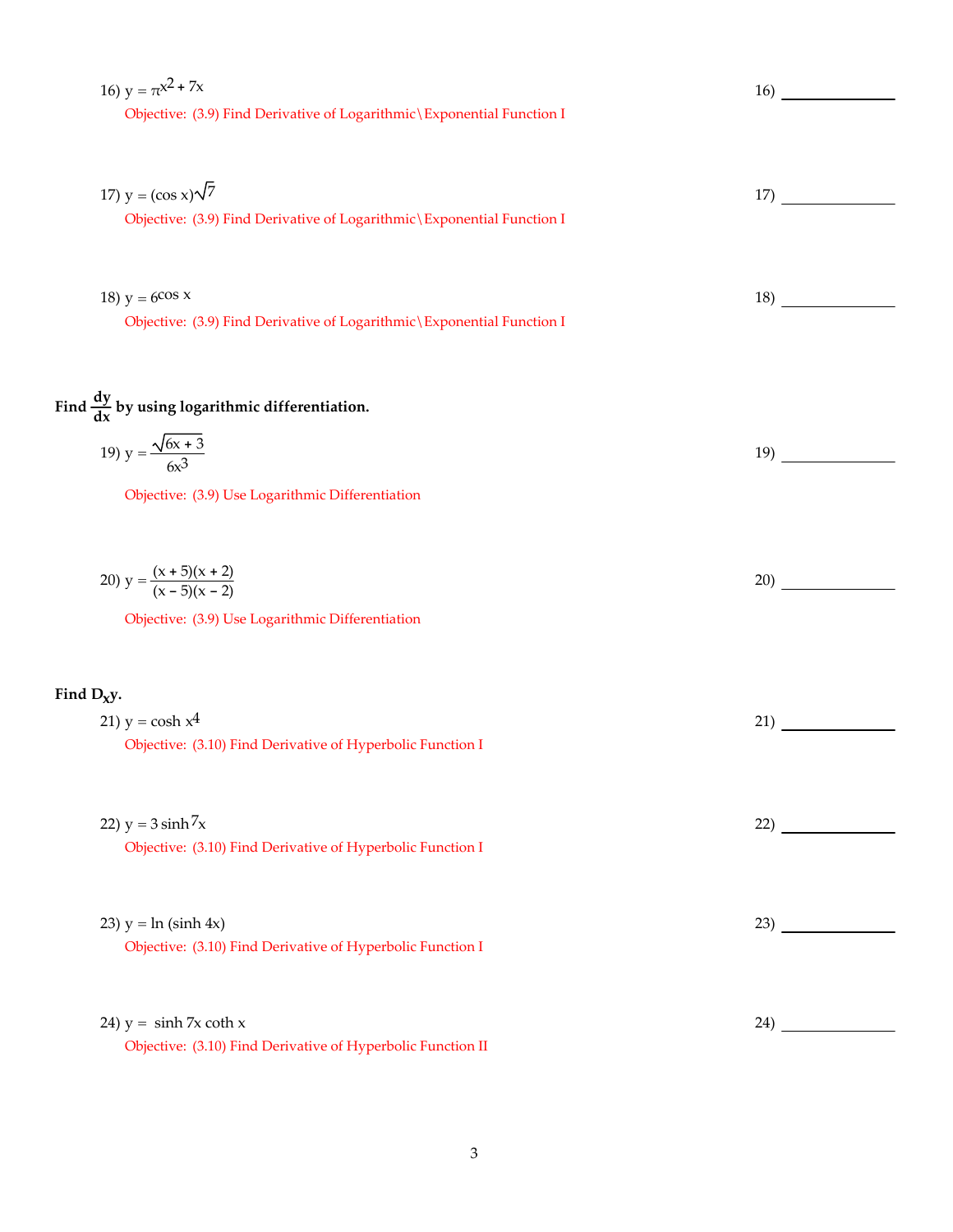16) $y = \pi^{x^2 + 7x}$ 16) ______________

Objective: (3.9) Find Derivative of Logarithmic\Exponential Function I

17) $y = (\cos x)^{\sqrt{7}}$ 17) ______________

Objective: (3.9) Find Derivative of Logarithmic\Exponential Function I

18) $y = 6^{\cos x}$ 18) ______________

Objective: (3.9) Find Derivative of Logarithmic\Exponential Function I

**Find $\frac{dy}{dx}$ by using logarithmic differentiation.**

19) $y = \dfrac{\sqrt{6x + 3}}{6x^3}$ 19) ______________

Objective: (3.9) Use Logarithmic Differentiation

20) $y = \dfrac{(x + 5)(x + 2)}{(x - 5)(x - 2)}$ 20) ______________

Objective: (3.9) Use Logarithmic Differentiation

**Find $D_x y$.**

21) $y = \cosh x^4$ 21) ______________

Objective: (3.10) Find Derivative of Hyperbolic Function I

22) $y = 3 \sinh^7 x$ 22) ______________

Objective: (3.10) Find Derivative of Hyperbolic Function I

23) $y = \ln (\sinh 4x)$ 23) ______________

Objective: (3.10) Find Derivative of Hyperbolic Function I

24) $y = \sinh 7x \coth x$ 24) ______________

Objective: (3.10) Find Derivative of Hyperbolic Function II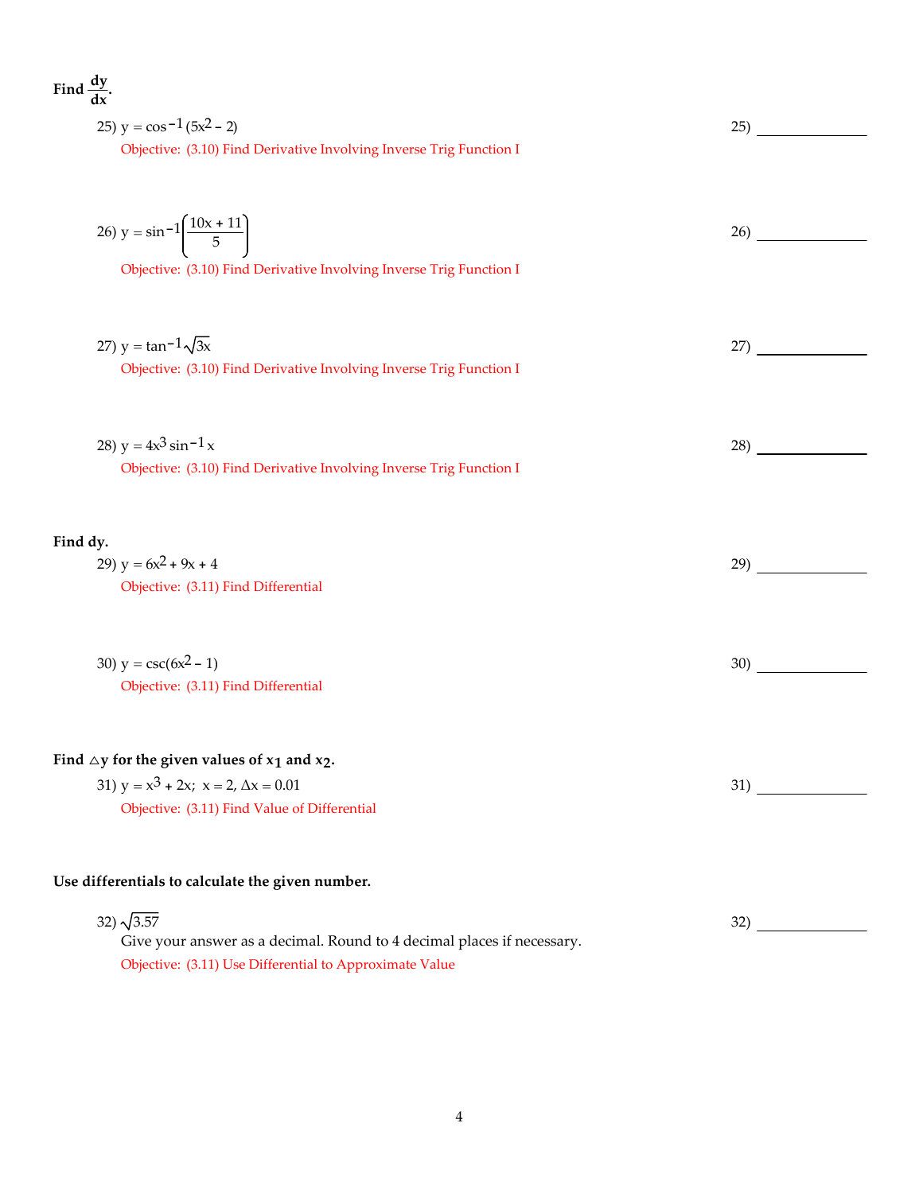**Find $\frac{dy}{dx}$.**

25) $y = \cos^{-1}(5x^2 - 2)$ 25) ______________

Objective: (3.10) Find Derivative Involving Inverse Trig Function I

26) $y = \sin^{-1}\left(\frac{10x + 11}{5}\right)$ 26) ______________

Objective: (3.10) Find Derivative Involving Inverse Trig Function I

27) $y = \tan^{-1}\sqrt{3x}$ 27) ______________

Objective: (3.10) Find Derivative Involving Inverse Trig Function I

28) $y = 4x^3 \sin^{-1} x$ 28) ______________

Objective: (3.10) Find Derivative Involving Inverse Trig Function I

**Find dy.**

29) $y = 6x^2 + 9x + 4$ 29) ______________

Objective: (3.11) Find Differential

30) $y = \csc(6x^2 - 1)$ 30) ______________

Objective: (3.11) Find Differential

**Find $\triangle y$ for the given values of $x_1$ and $x_2$.**

31) $y = x^3 + 2x$; $x = 2$, $\Delta x = 0.01$ 31) ______________

Objective: (3.11) Find Value of Differential

**Use differentials to calculate the given number.**

32) $\sqrt{3.57}$ 32) ______________

Give your answer as a decimal. Round to 4 decimal places if necessary.

Objective: (3.11) Use Differential to Approximate Value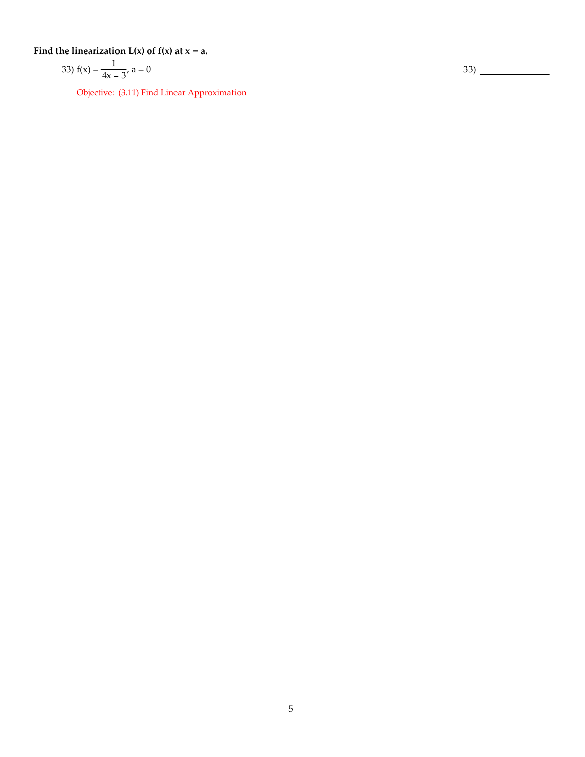**Find the linearization L(x) of f(x) at x = a.**

33) $f(x) = \dfrac{1}{4x - 3}$, $a = 0$

33) _______________

Objective: (3.11) Find Linear Approximation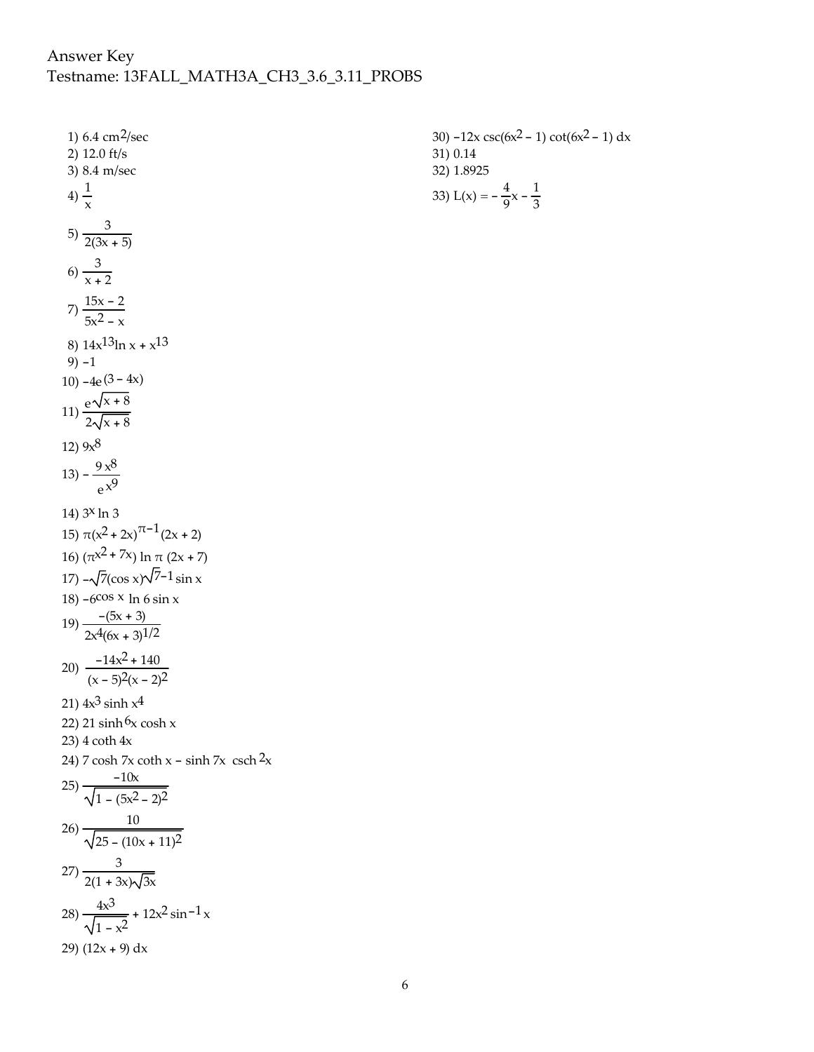Answer Key
Testname: 13FALL_MATH3A_CH3_3.6_3.11_PROBS

1) 6.4 $cm^2$/sec
2) 12.0 ft/s
3) 8.4 m/sec
4) $\frac{1}{x}$
5) $\frac{3}{2(3x + 5)}$
6) $\frac{3}{x + 2}$
7) $\frac{15x - 2}{5x^2 - x}$
8) $14x^{13}\ln x + x^{13}$
9) $-1$
10) $-4e^{(3 - 4x)}$
11) $\frac{e^{\sqrt{x + 8}}}{2\sqrt{x + 8}}$
12) $9x^8$
13) $-\frac{9x^8}{e^{x^9}}$
14) $3^x \ln 3$
15) $\pi(x^2 + 2x)^{\pi-1}(2x + 2)$
16) $(\pi^{x^2 + 7x}) \ln \pi \,(2x + 7)$
17) $-\sqrt{7}(\cos x)^{\sqrt{7}-1} \sin x$
18) $-6^{\cos x} \ln 6 \sin x$
19) $\frac{-(5x + 3)}{2x^4(6x + 3)^{1/2}}$
20) $\frac{-14x^2 + 140}{(x - 5)^2(x - 2)^2}$
21) $4x^3 \sinh x^4$
22) $21 \sinh^6 x \cosh x$
23) $4 \coth 4x$
24) $7 \cosh 7x \coth x - \sinh 7x \ \text{csch}^2 x$
25) $\frac{-10x}{\sqrt{1 - (5x^2 - 2)^2}}$
26) $\frac{10}{\sqrt{25 - (10x + 11)^2}}$
27) $\frac{3}{2(1 + 3x)\sqrt{3x}}$
28) $\frac{4x^3}{\sqrt{1 - x^2}} + 12x^2 \sin^{-1} x$
29) $(12x + 9)\, dx$
30) $-12x \csc(6x^2 - 1) \cot(6x^2 - 1)\, dx$
31) 0.14
32) 1.8925
33) $L(x) = -\frac{4}{9}x - \frac{1}{3}$